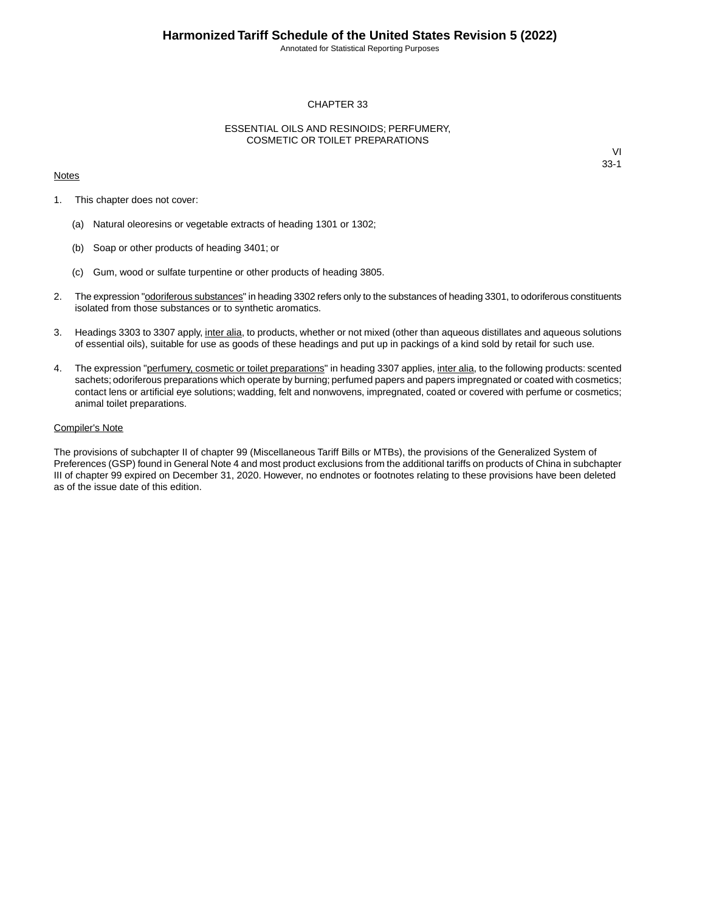# CHAPTER 33

## ESSENTIAL OILS AND RESINOIDS; PERFUMERY, COSMETIC OR TOILET PREPARATIONS

VI
33-1

Notes

1. This chapter does not cover:

   (a) Natural oleoresins or vegetable extracts of heading 1301 or 1302;

   (b) Soap or other products of heading 3401; or

   (c) Gum, wood or sulfate turpentine or other products of heading 3805.

2. The expression "odoriferous substances" in heading 3302 refers only to the substances of heading 3301, to odoriferous constituents isolated from those substances or to synthetic aromatics.

3. Headings 3303 to 3307 apply, inter alia, to products, whether or not mixed (other than aqueous distillates and aqueous solutions of essential oils), suitable for use as goods of these headings and put up in packings of a kind sold by retail for such use.

4. The expression "perfumery, cosmetic or toilet preparations" in heading 3307 applies, inter alia, to the following products: scented sachets; odoriferous preparations which operate by burning; perfumed papers and papers impregnated or coated with cosmetics; contact lens or artificial eye solutions; wadding, felt and nonwovens, impregnated, coated or covered with perfume or cosmetics; animal toilet preparations.

Compiler's Note

The provisions of subchapter II of chapter 99 (Miscellaneous Tariff Bills or MTBs), the provisions of the Generalized System of Preferences (GSP) found in General Note 4 and most product exclusions from the additional tariffs on products of China in subchapter III of chapter 99 expired on December 31, 2020. However, no endnotes or footnotes relating to these provisions have been deleted as of the issue date of this edition.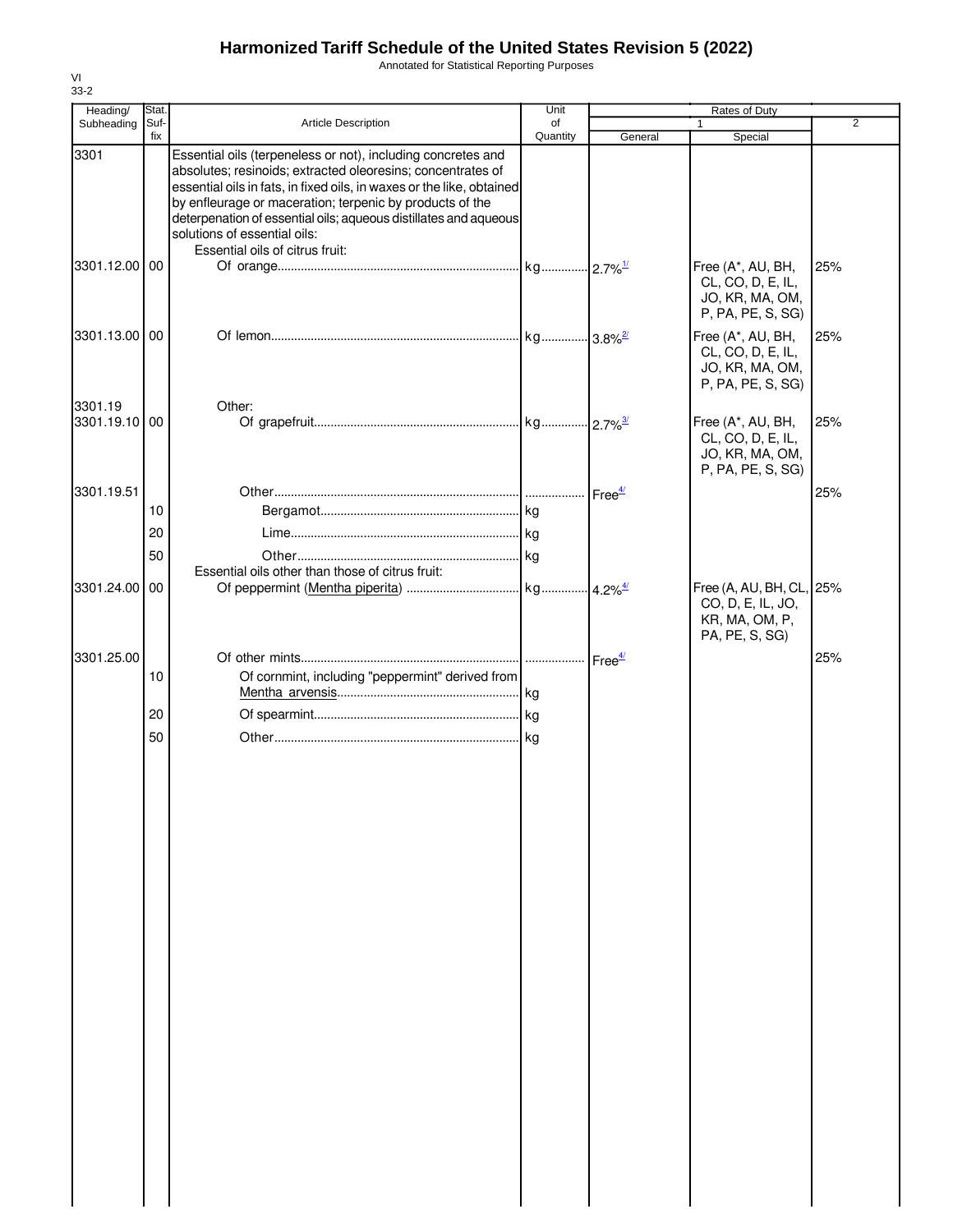# Harmonized Tariff Schedule of the United States Revision 5 (2022)

Annotated for Statistical Reporting Purposes

VI
33-2

| Heading/ Subheading | Stat. Suf- fix | Article Description | Unit of Quantity | Rates of Duty 1 General | Special | 2 |
|---|---|---|---|---|---|---|
| 3301 | | Essential oils (terpeneless or not), including concretes and absolutes; resinoids; extracted oleoresins; concentrates of essential oils in fats, in fixed oils, in waxes or the like, obtained by enfleurage or maceration; terpenic by products of the deterpenation of essential oils; aqueous distillates and aqueous solutions of essential oils: | | | | |
| | | Essential oils of citrus fruit: | | | | |
| 3301.12.00 | 00 | Of orange | kg | 2.7%[1/] | Free (A*, AU, BH, CL, CO, D, E, IL, JO, KR, MA, OM, P, PA, PE, S, SG) | 25% |
| 3301.13.00 | 00 | Of lemon | kg | 3.8%[2/] | Free (A*, AU, BH, CL, CO, D, E, IL, JO, KR, MA, OM, P, PA, PE, S, SG) | 25% |
| 3301.19 | | Other: | | | | |
| 3301.19.10 | 00 | Of grapefruit | kg | 2.7%[3/] | Free (A*, AU, BH, CL, CO, D, E, IL, JO, KR, MA, OM, P, PA, PE, S, SG) | 25% |
| 3301.19.51 | | Other | | Free[4/] | | 25% |
| | 10 | Bergamot | kg | | | |
| | 20 | Lime | kg | | | |
| | 50 | Other | kg | | | |
| | | Essential oils other than those of citrus fruit: | | | | |
| 3301.24.00 | 00 | Of peppermint (Mentha piperita) | kg | 4.2%[4/] | Free (A, AU, BH, CL, CO, D, E, IL, JO, KR, MA, OM, P, PA, PE, S, SG) | 25% |
| 3301.25.00 | | Of other mints | | Free[4/] | | 25% |
| | 10 | Of cornmint, including "peppermint" derived from Mentha arvensis | kg | | | |
| | 20 | Of spearmint | kg | | | |
| | 50 | Other | kg | | | |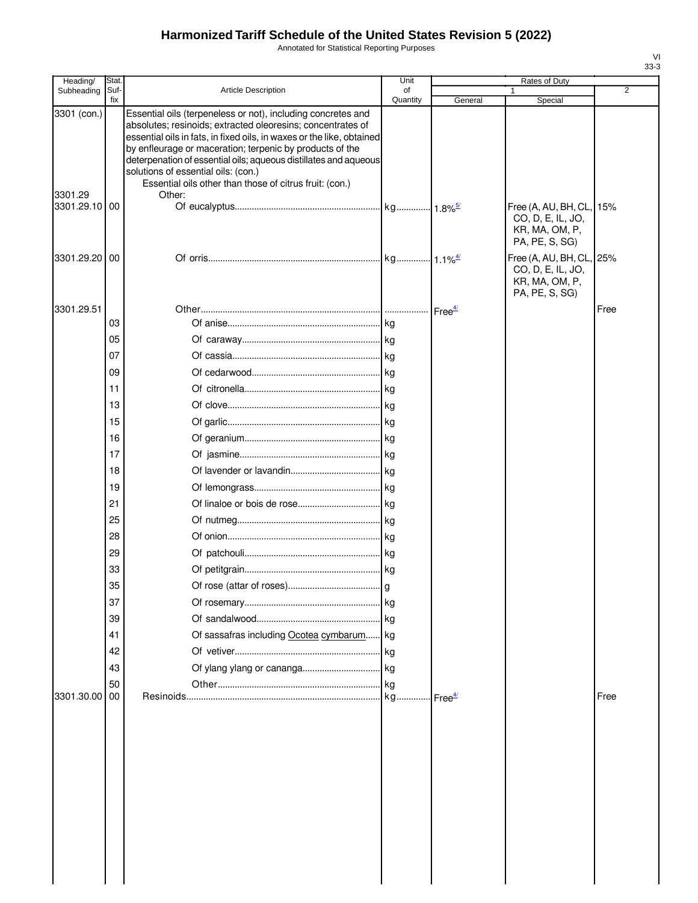# Harmonized Tariff Schedule of the United States Revision 5 (2022)

Annotated for Statistical Reporting Purposes

| Heading/ Subheading | Stat. Suf- fix | Article Description | Unit of Quantity | Rates of Duty 1 General | Special | 2 |
|---|---|---|---|---|---|---|
| 3301 (con.) | | Essential oils (terpeneless or not), including concretes and absolutes; resinoids; extracted oleoresins; concentrates of essential oils in fats, in fixed oils, in waxes or the like, obtained by enfleurage or maceration; terpenic by products of the deterpenation of essential oils; aqueous distillates and aqueous solutions of essential oils: (con.) | | | | |
| | | Essential oils other than those of citrus fruit: (con.) | | | | |
| 3301.29 | | Other: | | | | |
| 3301.29.10 | 00 | Of eucalyptus | kg | 1.8%[5/] | Free (A, AU, BH, CL, CO, D, E, IL, JO, KR, MA, OM, P, PA, PE, S, SG) | 15% |
| 3301.29.20 | 00 | Of orris | kg | 1.1%[4/] | Free (A, AU, BH, CL, CO, D, E, IL, JO, KR, MA, OM, P, PA, PE, S, SG) | 25% |
| 3301.29.51 | | Other | | Free[4/] | | Free |
| | 03 | Of anise | kg | | | |
| | 05 | Of caraway | kg | | | |
| | 07 | Of cassia | kg | | | |
| | 09 | Of cedarwood | kg | | | |
| | 11 | Of citronella | kg | | | |
| | 13 | Of clove | kg | | | |
| | 15 | Of garlic | kg | | | |
| | 16 | Of geranium | kg | | | |
| | 17 | Of jasmine | kg | | | |
| | 18 | Of lavender or lavandin | kg | | | |
| | 19 | Of lemongrass | kg | | | |
| | 21 | Of linaloe or bois de rose | kg | | | |
| | 25 | Of nutmeg | kg | | | |
| | 28 | Of onion | kg | | | |
| | 29 | Of patchouli | kg | | | |
| | 33 | Of petitgrain | kg | | | |
| | 35 | Of rose (attar of roses) | g | | | |
| | 37 | Of rosemary | kg | | | |
| | 39 | Of sandalwood | kg | | | |
| | 41 | Of sassafras including Ocotea cymbarum | kg | | | |
| | 42 | Of vetiver | kg | | | |
| | 43 | Of ylang ylang or cananga | kg | | | |
| | 50 | Other | kg | | | |
| 3301.30.00 | 00 | Resinoids | kg | Free[4/] | | Free |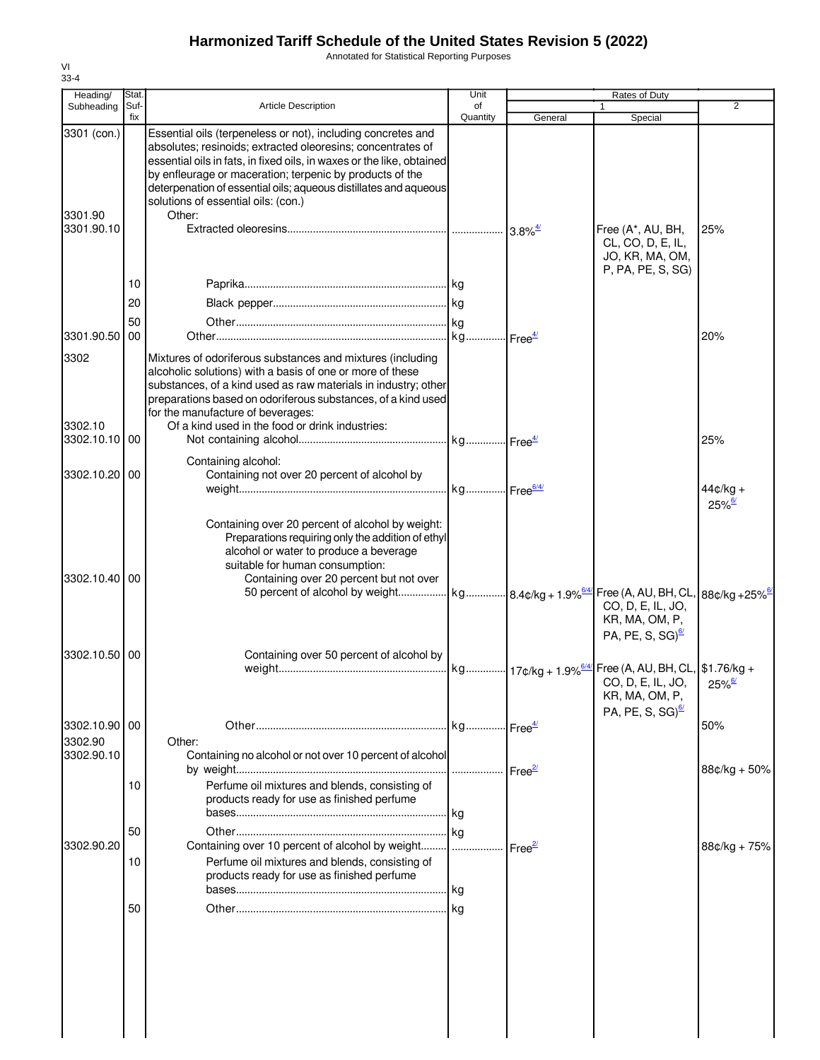# Harmonized Tariff Schedule of the United States Revision 5 (2022)

Annotated for Statistical Reporting Purposes

VI
33-4

| Heading/ Subheading | Stat. Suf- fix | Article Description | Unit of Quantity | Rates of Duty 1 General | Special | 2 |
|---|---|---|---|---|---|---|
| 3301 (con.) | | Essential oils (terpeneless or not), including concretes and absolutes; resinoids; extracted oleoresins; concentrates of essential oils in fats, in fixed oils, in waxes or the like, obtained by enfleurage or maceration; terpenic by products of the deterpenation of essential oils; aqueous distillates and aqueous solutions of essential oils: (con.) | | | | |
| 3301.90 | | Other: | | | | |
| 3301.90.10 | | Extracted oleoresins | | 3.8%[4/] | Free (A*, AU, BH, CL, CO, D, E, IL, JO, KR, MA, OM, P, PA, PE, S, SG) | 25% |
| | 10 | Paprika | kg | | | |
| | 20 | Black pepper | kg | | | |
| | 50 | Other | kg | | | |
| 3301.90.50 | 00 | Other | kg | Free[4/] | | 20% |
| 3302 | | Mixtures of odoriferous substances and mixtures (including alcoholic solutions) with a basis of one or more of these substances, of a kind used as raw materials in industry; other preparations based on odoriferous substances, of a kind used for the manufacture of beverages: | | | | |
| 3302.10 | | Of a kind used in the food or drink industries: | | | | |
| 3302.10.10 | 00 | Not containing alcohol | kg | Free[4/] | | 25% |
| | | Containing alcohol: | | | | |
| 3302.10.20 | 00 | Containing not over 20 percent of alcohol by weight | kg | Free[6/4/] | | 44¢/kg + 25%[6/] |
| | | Containing over 20 percent of alcohol by weight: | | | | |
| | | Preparations requiring only the addition of ethyl alcohol or water to produce a beverage suitable for human consumption: | | | | |
| 3302.10.40 | 00 | Containing over 20 percent but not over 50 percent of alcohol by weight | kg | 8.4¢/kg + 1.9%[6/4/] | Free (A, AU, BH, CL, CO, D, E, IL, JO, KR, MA, OM, P, PA, PE, S, SG)[6/] | 88¢/kg +25%[6/] |
| 3302.10.50 | 00 | Containing over 50 percent of alcohol by weight | kg | 17¢/kg + 1.9%[6/4/] | Free (A, AU, BH, CL, CO, D, E, IL, JO, KR, MA, OM, P, PA, PE, S, SG)[6/] | $1.76/kg + 25%[6/] |
| 3302.10.90 | 00 | Other | kg | Free[4/] | | 50% |
| 3302.90 | | Other: | | | | |
| 3302.90.10 | | Containing no alcohol or not over 10 percent of alcohol by weight | | Free[2/] | | 88¢/kg + 50% |
| | 10 | Perfume oil mixtures and blends, consisting of products ready for use as finished perfume bases | kg | | | |
| | 50 | Other | kg | | | |
| 3302.90.20 | | Containing over 10 percent of alcohol by weight | | Free[2/] | | 88¢/kg + 75% |
| | 10 | Perfume oil mixtures and blends, consisting of products ready for use as finished perfume bases | kg | | | |
| | 50 | Other | kg | | | |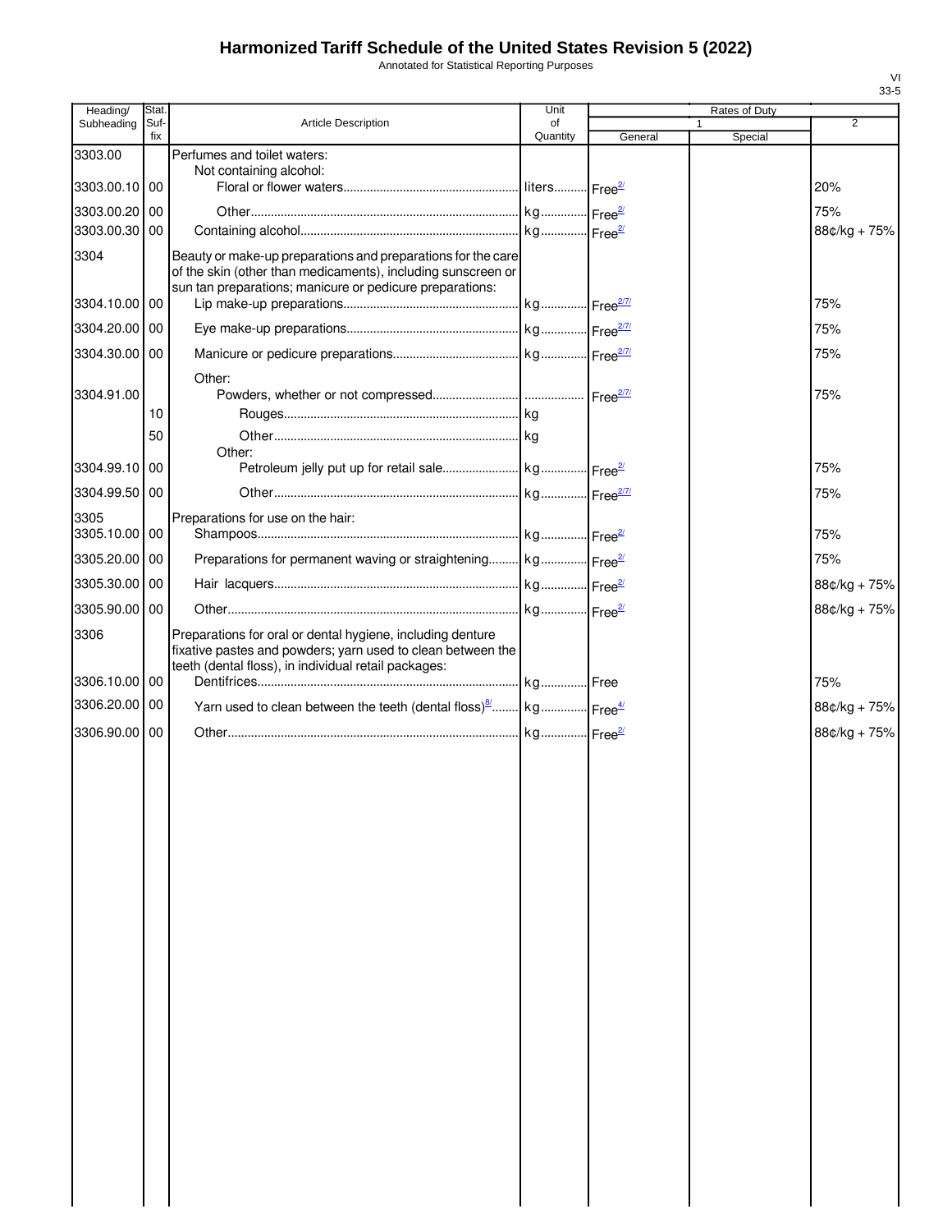# Harmonized Tariff Schedule of the United States Revision 5 (2022)

Annotated for Statistical Reporting Purposes

VI
33-5

| Heading/ Subheading | Stat. Suf- fix | Article Description | Unit of Quantity | Rates of Duty | | |
|---|---|---|---|---|---|---|
| | | | | 1 | | 2 |
| | | | | General | Special | |
| 3303.00 | | Perfumes and toilet waters: | | | | |
| | | Not containing alcohol: | | | | |
| 3303.00.10 | 00 | Floral or flower waters | liters | Free[2/] | | 20% |
| 3303.00.20 | 00 | Other | kg | Free[2/] | | 75% |
| 3303.00.30 | 00 | Containing alcohol | kg | Free[2/] | | 88¢/kg + 75% |
| 3304 | | Beauty or make-up preparations and preparations for the care of the skin (other than medicaments), including sunscreen or sun tan preparations; manicure or pedicure preparations: | | | | |
| 3304.10.00 | 00 | Lip make-up preparations | kg | Free[2/7/] | | 75% |
| 3304.20.00 | 00 | Eye make-up preparations | kg | Free[2/7/] | | 75% |
| 3304.30.00 | 00 | Manicure or pedicure preparations | kg | Free[2/7/] | | 75% |
| | | Other: | | | | |
| 3304.91.00 | | Powders, whether or not compressed | | Free[2/7/] | | 75% |
| | 10 | Rouges | kg | | | |
| | 50 | Other | kg | | | |
| | | Other: | | | | |
| 3304.99.10 | 00 | Petroleum jelly put up for retail sale | kg | Free[2/] | | 75% |
| 3304.99.50 | 00 | Other | kg | Free[2/7/] | | 75% |
| 3305 | | Preparations for use on the hair: | | | | |
| 3305.10.00 | 00 | Shampoos | kg | Free[2/] | | 75% |
| 3305.20.00 | 00 | Preparations for permanent waving or straightening | kg | Free[2/] | | 75% |
| 3305.30.00 | 00 | Hair lacquers | kg | Free[2/] | | 88¢/kg + 75% |
| 3305.90.00 | 00 | Other | kg | Free[2/] | | 88¢/kg + 75% |
| 3306 | | Preparations for oral or dental hygiene, including denture fixative pastes and powders; yarn used to clean between the teeth (dental floss), in individual retail packages: | | | | |
| 3306.10.00 | 00 | Dentifrices | kg | Free | | 75% |
| 3306.20.00 | 00 | Yarn used to clean between the teeth (dental floss)[8/] | kg | Free[4/] | | 88¢/kg + 75% |
| 3306.90.00 | 00 | Other | kg | Free[2/] | | 88¢/kg + 75% |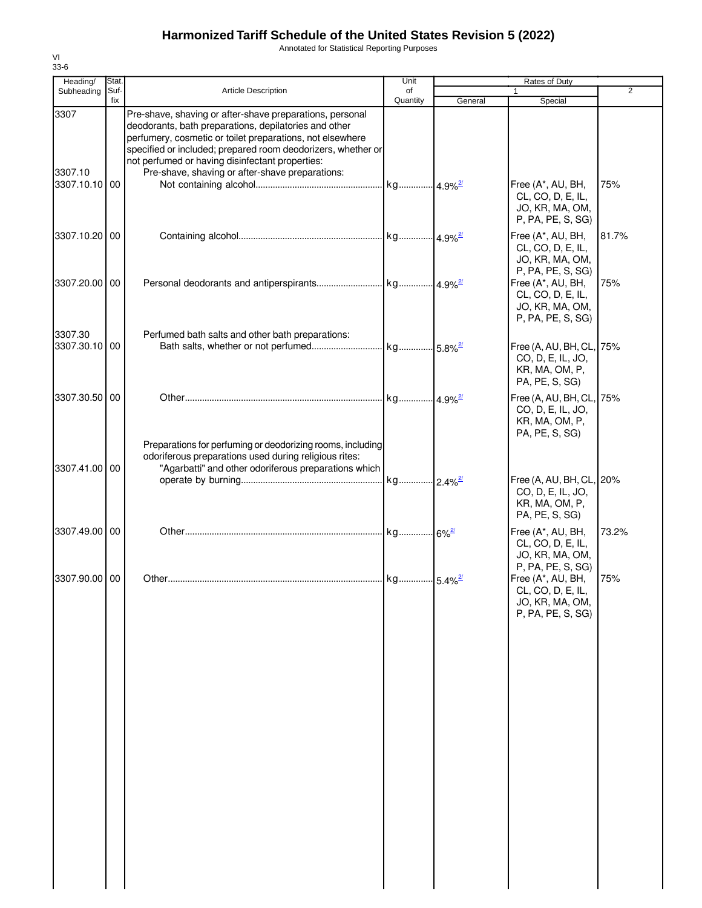# Harmonized Tariff Schedule of the United States Revision 5 (2022)

Annotated for Statistical Reporting Purposes

VI
33-6

| Heading/ Subheading | Stat. Suf- fix | Article Description | Unit of Quantity | Rates of Duty 1 General | Special | 2 |
|---|---|---|---|---|---|---|
| 3307 | | Pre-shave, shaving or after-shave preparations, personal deodorants, bath preparations, depilatories and other perfumery, cosmetic or toilet preparations, not elsewhere specified or included; prepared room deodorizers, whether or not perfumed or having disinfectant properties: | | | | |
| 3307.10 | | Pre-shave, shaving or after-shave preparations: | | | | |
| 3307.10.10 | 00 | Not containing alcohol | kg | 4.9% [2/] | Free (A*, AU, BH, CL, CO, D, E, IL, JO, KR, MA, OM, P, PA, PE, S, SG) | 75% |
| 3307.10.20 | 00 | Containing alcohol | kg | 4.9% [2/] | Free (A*, AU, BH, CL, CO, D, E, IL, JO, KR, MA, OM, P, PA, PE, S, SG) | 81.7% |
| 3307.20.00 | 00 | Personal deodorants and antiperspirants | kg | 4.9% [2/] | Free (A*, AU, BH, CL, CO, D, E, IL, JO, KR, MA, OM, P, PA, PE, S, SG) | 75% |
| 3307.30 | | Perfumed bath salts and other bath preparations: | | | | |
| 3307.30.10 | 00 | Bath salts, whether or not perfumed | kg | 5.8% [2/] | Free (A, AU, BH, CL, CO, D, E, IL, JO, KR, MA, OM, P, PA, PE, S, SG) | 75% |
| 3307.30.50 | 00 | Other | kg | 4.9% [2/] | Free (A, AU, BH, CL, CO, D, E, IL, JO, KR, MA, OM, P, PA, PE, S, SG) | 75% |
| | | Preparations for perfuming or deodorizing rooms, including odoriferous preparations used during religious rites: | | | | |
| 3307.41.00 | 00 | "Agarbatti" and other odoriferous preparations which operate by burning | kg | 2.4% [2/] | Free (A, AU, BH, CL, CO, D, E, IL, JO, KR, MA, OM, P, PA, PE, S, SG) | 20% |
| 3307.49.00 | 00 | Other | kg | 6% [2/] | Free (A*, AU, BH, CL, CO, D, E, IL, JO, KR, MA, OM, P, PA, PE, S, SG) | 73.2% |
| 3307.90.00 | 00 | Other | kg | 5.4% [2/] | Free (A*, AU, BH, CL, CO, D, E, IL, JO, KR, MA, OM, P, PA, PE, S, SG) | 75% |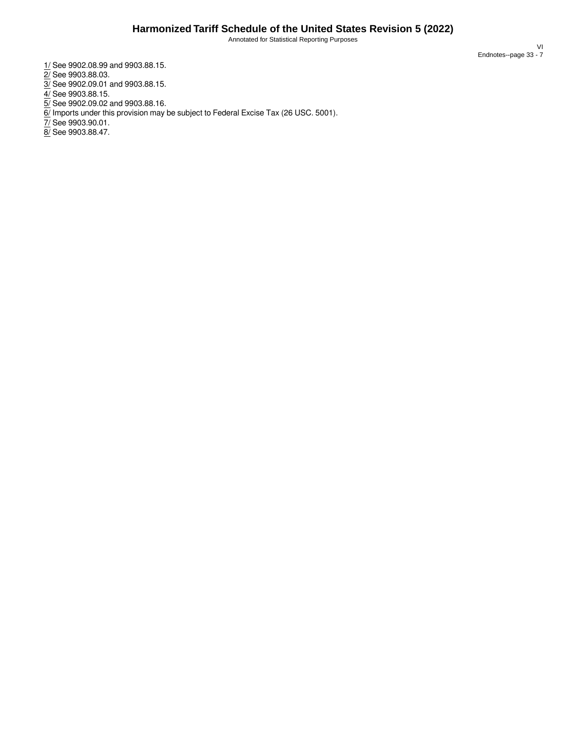1/ See 9902.08.99 and 9903.88.15.
2/ See 9903.88.03.
3/ See 9902.09.01 and 9903.88.15.
4/ See 9903.88.15.
5/ See 9902.09.02 and 9903.88.16.
6/ Imports under this provision may be subject to Federal Excise Tax (26 USC. 5001).
7/ See 9903.90.01.
8/ See 9903.88.47.